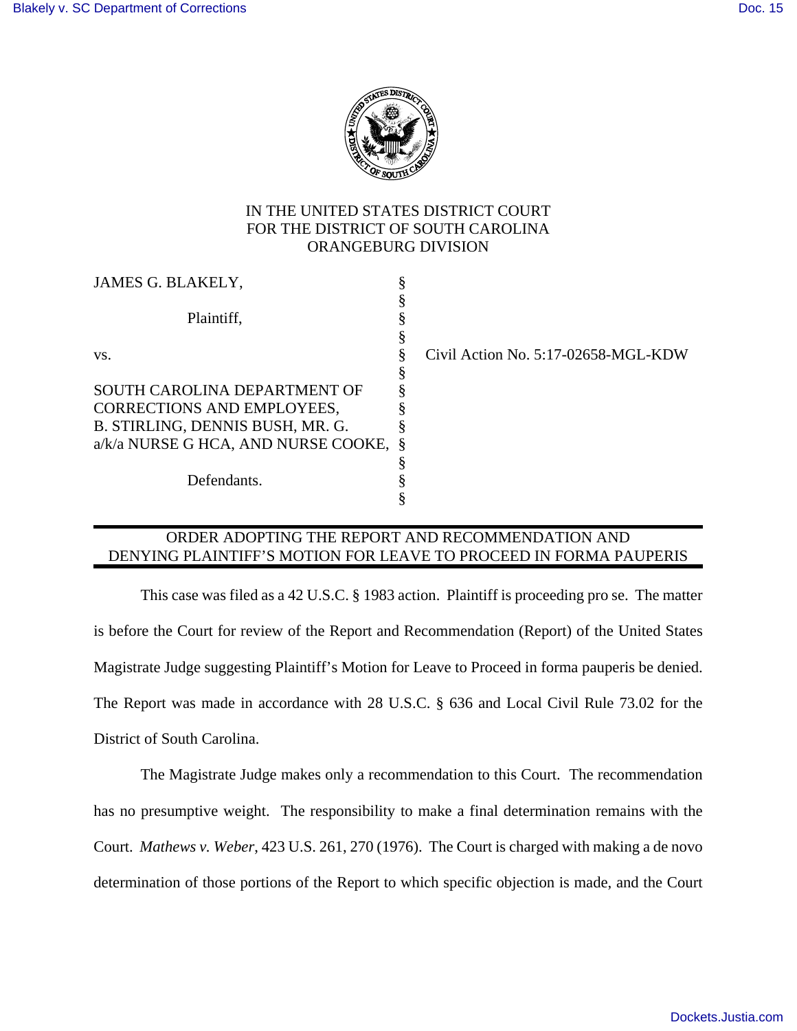IN THE UNITED STATES DISTRICT COURT
FOR THE DISTRICT OF SOUTH CAROLINA
ORANGEBURG DIVISION

| | | |
|---|---|---|
| JAMES G. BLAKELY, | § | |
| | § | |
| Plaintiff, | § | |
| | § | |
| vs. | § | Civil Action No. 5:17-02658-MGL-KDW |
| | § | |
| SOUTH CAROLINA DEPARTMENT OF CORRECTIONS AND EMPLOYEES, B. STIRLING, DENNIS BUSH, MR. G. a/k/a NURSE G HCA, AND NURSE COOKE, | § | |
| | § | |
| Defendants. | § | |
| | § | |

## ORDER ADOPTING THE REPORT AND RECOMMENDATION AND DENYING PLAINTIFF'S MOTION FOR LEAVE TO PROCEED IN FORMA PAUPERIS

This case was filed as a 42 U.S.C. § 1983 action. Plaintiff is proceeding pro se. The matter is before the Court for review of the Report and Recommendation (Report) of the United States Magistrate Judge suggesting Plaintiff's Motion for Leave to Proceed in forma pauperis be denied. The Report was made in accordance with 28 U.S.C. § 636 and Local Civil Rule 73.02 for the District of South Carolina.

The Magistrate Judge makes only a recommendation to this Court. The recommendation has no presumptive weight. The responsibility to make a final determination remains with the Court. *Mathews v. Weber*, 423 U.S. 261, 270 (1976). The Court is charged with making a de novo determination of those portions of the Report to which specific objection is made, and the Court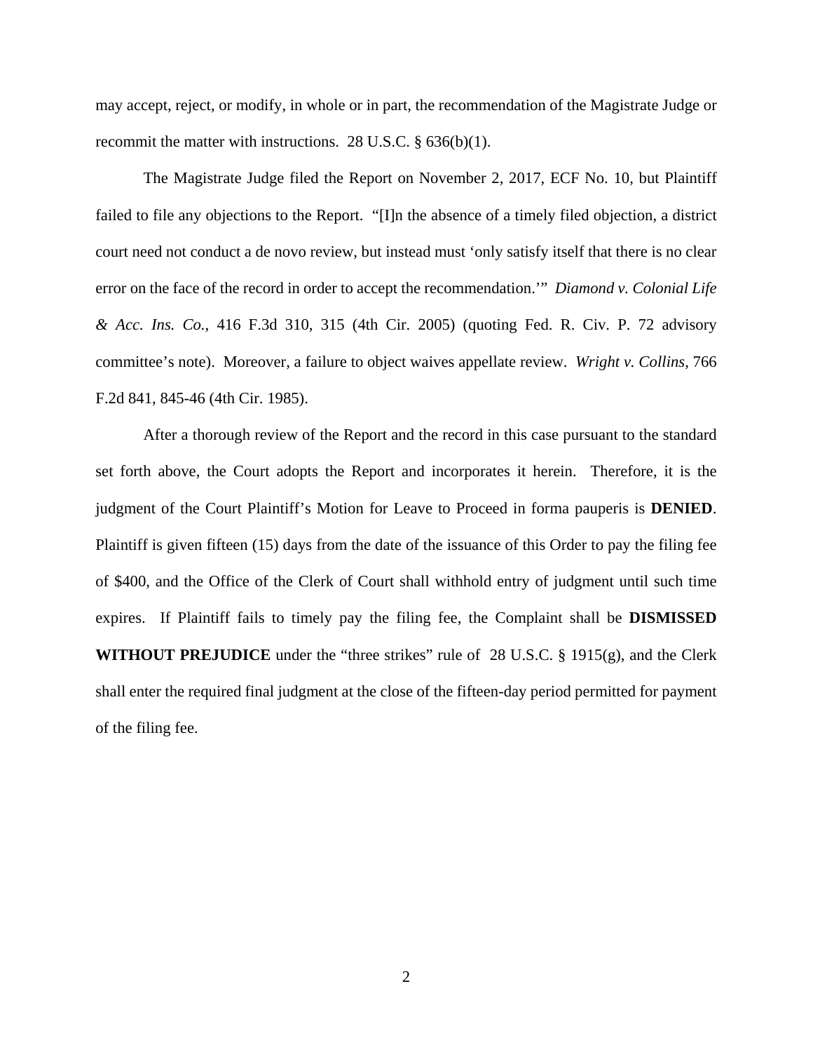may accept, reject, or modify, in whole or in part, the recommendation of the Magistrate Judge or recommit the matter with instructions. 28 U.S.C. § 636(b)(1).

The Magistrate Judge filed the Report on November 2, 2017, ECF No. 10, but Plaintiff failed to file any objections to the Report. "[I]n the absence of a timely filed objection, a district court need not conduct a de novo review, but instead must 'only satisfy itself that there is no clear error on the face of the record in order to accept the recommendation.'" *Diamond v. Colonial Life & Acc. Ins. Co.*, 416 F.3d 310, 315 (4th Cir. 2005) (quoting Fed. R. Civ. P. 72 advisory committee's note). Moreover, a failure to object waives appellate review. *Wright v. Collins*, 766 F.2d 841, 845-46 (4th Cir. 1985).

After a thorough review of the Report and the record in this case pursuant to the standard set forth above, the Court adopts the Report and incorporates it herein. Therefore, it is the judgment of the Court Plaintiff's Motion for Leave to Proceed in forma pauperis is **DENIED**. Plaintiff is given fifteen (15) days from the date of the issuance of this Order to pay the filing fee of $400, and the Office of the Clerk of Court shall withhold entry of judgment until such time expires. If Plaintiff fails to timely pay the filing fee, the Complaint shall be **DISMISSED WITHOUT PREJUDICE** under the "three strikes" rule of 28 U.S.C. § 1915(g), and the Clerk shall enter the required final judgment at the close of the fifteen-day period permitted for payment of the filing fee.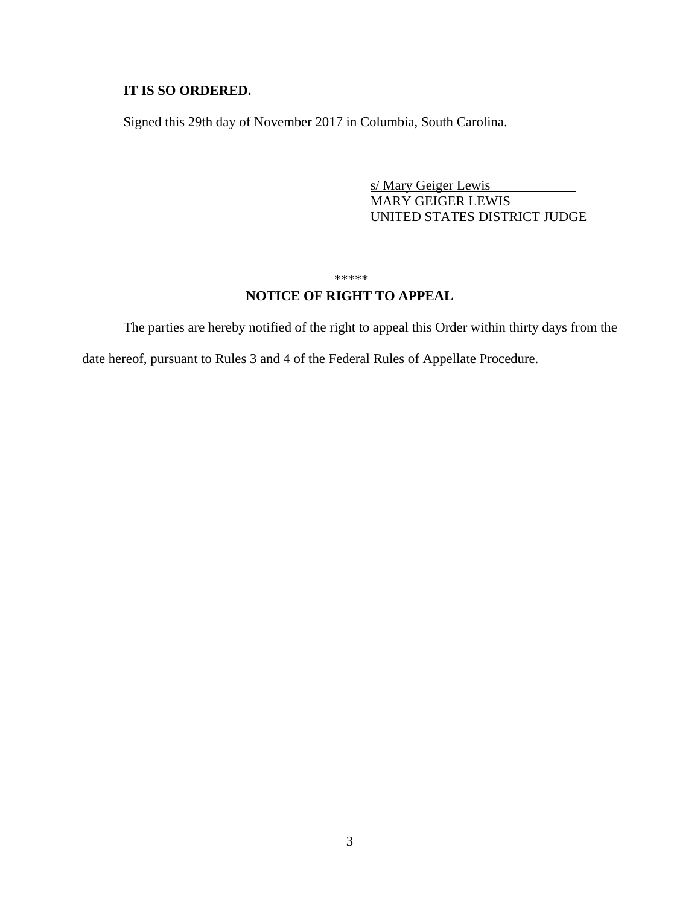**IT IS SO ORDERED.**

Signed this 29th day of November 2017 in Columbia, South Carolina.

s/ Mary Geiger Lewis
MARY GEIGER LEWIS
UNITED STATES DISTRICT JUDGE

\*\*\*\*\*

**NOTICE OF RIGHT TO APPEAL**

The parties are hereby notified of the right to appeal this Order within thirty days from the date hereof, pursuant to Rules 3 and 4 of the Federal Rules of Appellate Procedure.